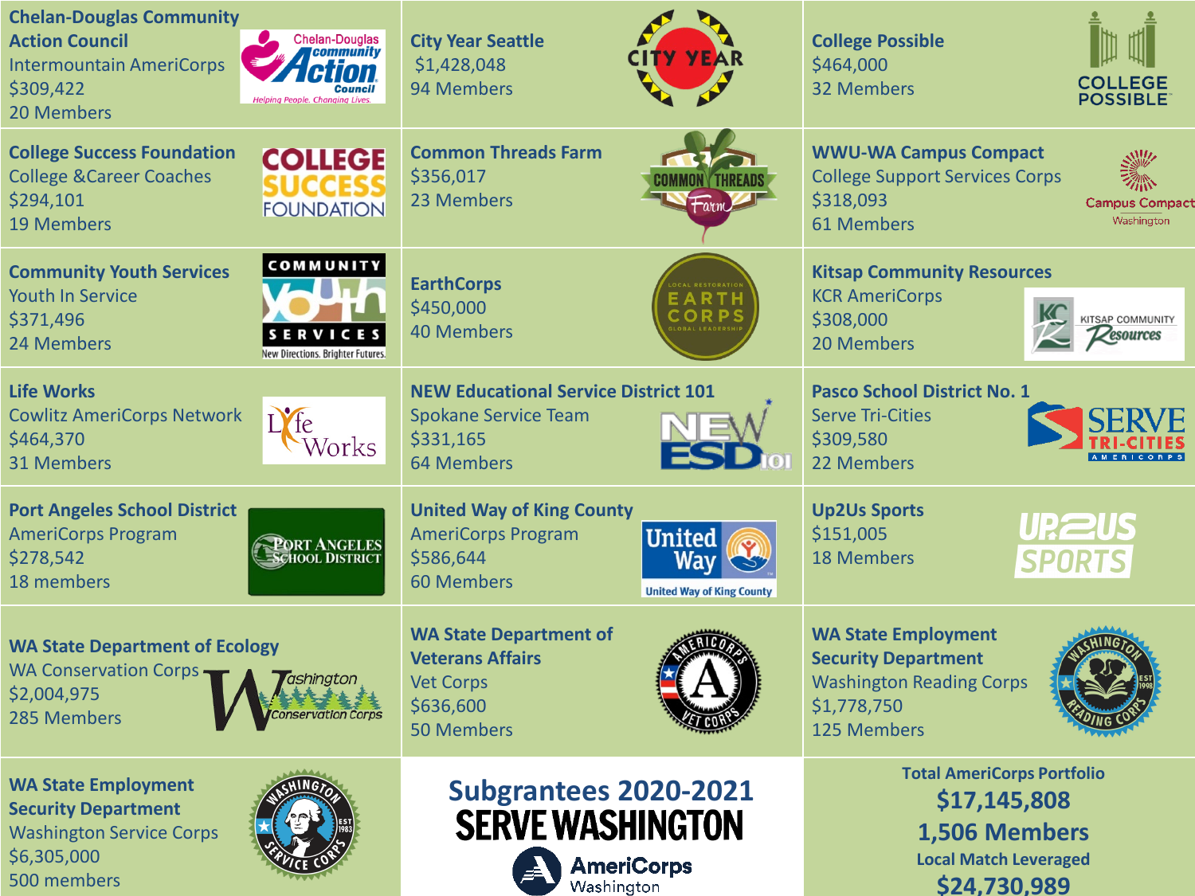# Subgrantees 2020-2021

## SERVE WASHINGTON

AmeriCorps Washington

**Chelan-Douglas Community Action Council**
Intermountain AmeriCorps
$309,422
20 Members

**City Year Seattle**
$1,428,048
94 Members

**College Possible**
$464,000
32 Members

**College Success Foundation**
College &Career Coaches
$294,101
19 Members

**Common Threads Farm**
$356,017
23 Members

**WWU-WA Campus Compact**
College Support Services Corps
$318,093
61 Members

**Community Youth Services**
Youth In Service
$371,496
24 Members

**EarthCorps**
$450,000
40 Members

**Kitsap Community Resources**
KCR AmeriCorps
$308,000
20 Members

**Life Works**
Cowlitz AmeriCorps Network
$464,370
31 Members

**NEW Educational Service District 101**
Spokane Service Team
$331,165
64 Members

**Pasco School District No. 1**
Serve Tri-Cities
$309,580
22 Members

**Port Angeles School District**
AmeriCorps Program
$278,542
18 members

**United Way of King County**
AmeriCorps Program
$586,644
60 Members

**Up2Us Sports**
$151,005
18 Members

**WA State Department of Ecology**
WA Conservation Corps
$2,004,975
285 Members

**WA State Department of Veterans Affairs**
Vet Corps
$636,600
50 Members

**WA State Employment Security Department**
Washington Reading Corps
$1,778,750
125 Members

**WA State Employment Security Department**
Washington Service Corps
$6,305,000
500 members

**Total AmeriCorps Portfolio**
**$17,145,808**
**1,506 Members**
**Local Match Leveraged**
**$24,730,989**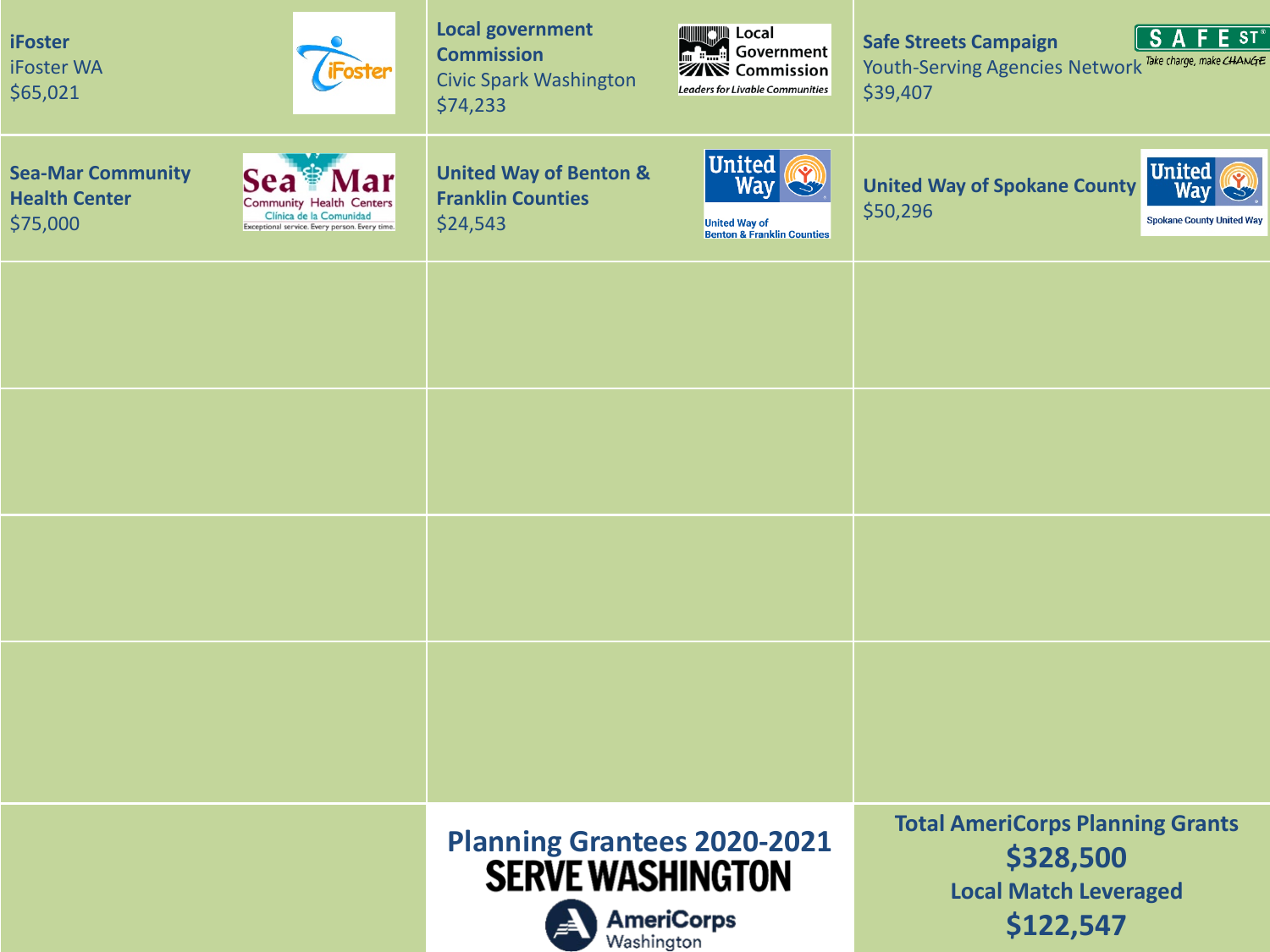**iFoster**
iFoster WA
$65,021

**Local government Commission**
Civic Spark Washington
$74,233

**Safe Streets Campaign**
Youth-Serving Agencies Network
$39,407

**Sea-Mar Community Health Center**
$75,000

**United Way of Benton & Franklin Counties**
$24,543

**United Way of Spokane County**
$50,296

## Planning Grantees 2020-2021

SERVE WASHINGTON

AmeriCorps Washington

**Total AmeriCorps Planning Grants**
**$328,500**

**Local Match Leveraged**
**$122,547**